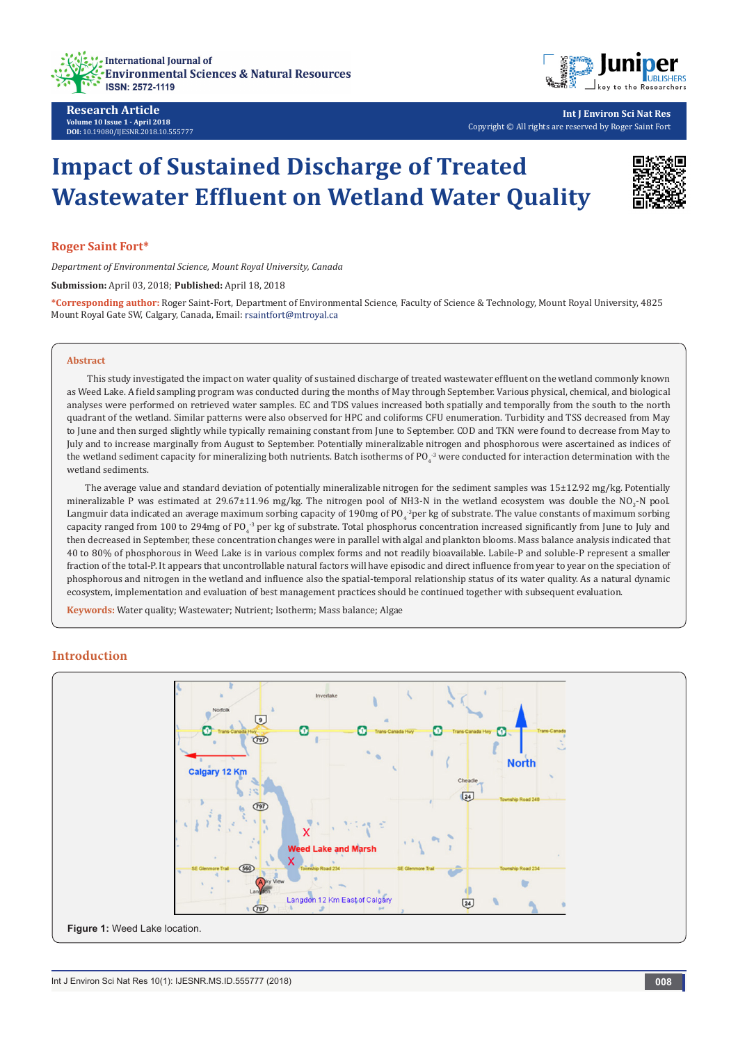Research Article

Volume 10 Issue 1 - April 2018

DOI: 10.19080/IJESNR.2018.10.555777

Int J Environ Sci Nat Res

Copyright © All rights are reserved by Roger Saint Fort

# Impact of Sustained Discharge of Treated Wastewater Effluent on Wetland Water Quality

**Roger Saint Fort***

*Department of Environmental Science, Mount Royal University, Canada*

**Submission:** April 03, 2018; **Published:** April 18, 2018

***Corresponding author:** Roger Saint-Fort, Department of Environmental Science, Faculty of Science & Technology, Mount Royal University, 4825 Mount Royal Gate SW, Calgary, Canada, Email: rsaintfort@mtroyal.ca

## Abstract

This study investigated the impact on water quality of sustained discharge of treated wastewater effluent on the wetland commonly known as Weed Lake. A field sampling program was conducted during the months of May through September. Various physical, chemical, and biological analyses were performed on retrieved water samples. EC and TDS values increased both spatially and temporally from the south to the north quadrant of the wetland. Similar patterns were also observed for HPC and coliforms CFU enumeration. Turbidity and TSS decreased from May to June and then surged slightly while typically remaining constant from June to September. COD and TKN were found to decrease from May to July and to increase marginally from August to September. Potentially mineralizable nitrogen and phosphorous were ascertained as indices of the wetland sediment capacity for mineralizing both nutrients. Batch isotherms of $PO_4^{-3}$ were conducted for interaction determination with the wetland sediments.

The average value and standard deviation of potentially mineralizable nitrogen for the sediment samples was 15±12.92 mg/kg. Potentially mineralizable P was estimated at 29.67±11.96 mg/kg. The nitrogen pool of NH3-N in the wetland ecosystem was double the $NO_3$-N pool. Langmuir data indicated an average maximum sorbing capacity of 190mg of $PO_4^{-3}$per kg of substrate. The value constants of maximum sorbing capacity ranged from 100 to 294mg of $PO_4^{-3}$ per kg of substrate. Total phosphorus concentration increased significantly from June to July and then decreased in September, these concentration changes were in parallel with algal and plankton blooms. Mass balance analysis indicated that 40 to 80% of phosphorous in Weed Lake is in various complex forms and not readily bioavailable. Labile-P and soluble-P represent a smaller fraction of the total-P. It appears that uncontrollable natural factors will have episodic and direct influence from year to year on the speciation of phosphorous and nitrogen in the wetland and influence also the spatial-temporal relationship status of its water quality. As a natural dynamic ecosystem, implementation and evaluation of best management practices should be continued together with subsequent evaluation.

**Keywords:** Water quality; Wastewater; Nutrient; Isotherm; Mass balance; Algae

## Introduction

**Figure 1:** Weed Lake location.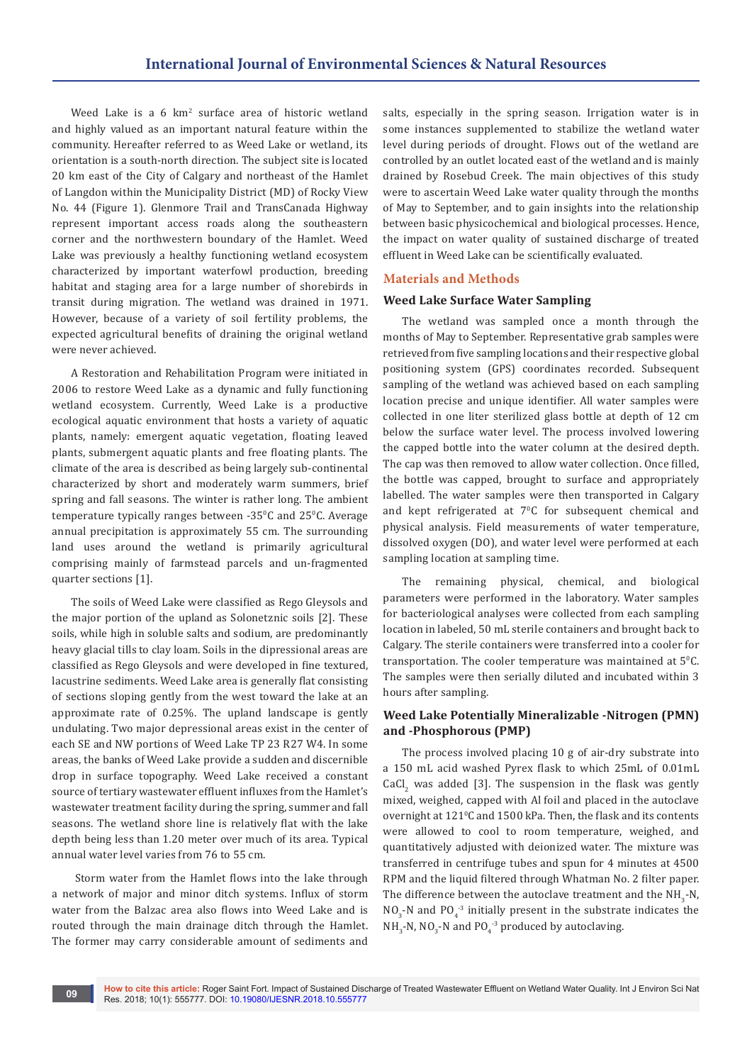Weed Lake is a 6 $km^2$ surface area of historic wetland and highly valued as an important natural feature within the community. Hereafter referred to as Weed Lake or wetland, its orientation is a south-north direction. The subject site is located 20 km east of the City of Calgary and northeast of the Hamlet of Langdon within the Municipality District (MD) of Rocky View No. 44 (Figure 1). Glenmore Trail and TransCanada Highway represent important access roads along the southeastern corner and the northwestern boundary of the Hamlet. Weed Lake was previously a healthy functioning wetland ecosystem characterized by important waterfowl production, breeding habitat and staging area for a large number of shorebirds in transit during migration. The wetland was drained in 1971. However, because of a variety of soil fertility problems, the expected agricultural benefits of draining the original wetland were never achieved.

A Restoration and Rehabilitation Program were initiated in 2006 to restore Weed Lake as a dynamic and fully functioning wetland ecosystem. Currently, Weed Lake is a productive ecological aquatic environment that hosts a variety of aquatic plants, namely: emergent aquatic vegetation, floating leaved plants, submergent aquatic plants and free floating plants. The climate of the area is described as being largely sub-continental characterized by short and moderately warm summers, brief spring and fall seasons. The winter is rather long. The ambient temperature typically ranges between -35$^0$C and 25$^0$C. Average annual precipitation is approximately 55 cm. The surrounding land uses around the wetland is primarily agricultural comprising mainly of farmstead parcels and un-fragmented quarter sections [1].

The soils of Weed Lake were classified as Rego Gleysols and the major portion of the upland as Solonetznic soils [2]. These soils, while high in soluble salts and sodium, are predominantly heavy glacial tills to clay loam. Soils in the dipressional areas are classified as Rego Gleysols and were developed in fine textured, lacustrine sediments. Weed Lake area is generally flat consisting of sections sloping gently from the west toward the lake at an approximate rate of 0.25%. The upland landscape is gently undulating. Two major depressional areas exist in the center of each SE and NW portions of Weed Lake TP 23 R27 W4. In some areas, the banks of Weed Lake provide a sudden and discernible drop in surface topography. Weed Lake received a constant source of tertiary wastewater effluent influxes from the Hamlet's wastewater treatment facility during the spring, summer and fall seasons. The wetland shore line is relatively flat with the lake depth being less than 1.20 meter over much of its area. Typical annual water level varies from 76 to 55 cm.

Storm water from the Hamlet flows into the lake through a network of major and minor ditch systems. Influx of storm water from the Balzac area also flows into Weed Lake and is routed through the main drainage ditch through the Hamlet. The former may carry considerable amount of sediments and salts, especially in the spring season. Irrigation water is in some instances supplemented to stabilize the wetland water level during periods of drought. Flows out of the wetland are controlled by an outlet located east of the wetland and is mainly drained by Rosebud Creek. The main objectives of this study were to ascertain Weed Lake water quality through the months of May to September, and to gain insights into the relationship between basic physicochemical and biological processes. Hence, the impact on water quality of sustained discharge of treated effluent in Weed Lake can be scientifically evaluated.

## Materials and Methods

### Weed Lake Surface Water Sampling

The wetland was sampled once a month through the months of May to September. Representative grab samples were retrieved from five sampling locations and their respective global positioning system (GPS) coordinates recorded. Subsequent sampling of the wetland was achieved based on each sampling location precise and unique identifier. All water samples were collected in one liter sterilized glass bottle at depth of 12 cm below the surface water level. The process involved lowering the capped bottle into the water column at the desired depth. The cap was then removed to allow water collection. Once filled, the bottle was capped, brought to surface and appropriately labelled. The water samples were then transported in Calgary and kept refrigerated at 7$^0$C for subsequent chemical and physical analysis. Field measurements of water temperature, dissolved oxygen (DO), and water level were performed at each sampling location at sampling time.

The remaining physical, chemical, and biological parameters were performed in the laboratory. Water samples for bacteriological analyses were collected from each sampling location in labeled, 50 mL sterile containers and brought back to Calgary. The sterile containers were transferred into a cooler for transportation. The cooler temperature was maintained at 5$^0$C. The samples were then serially diluted and incubated within 3 hours after sampling.

### Weed Lake Potentially Mineralizable -Nitrogen (PMN) and -Phosphorous (PMP)

The process involved placing 10 g of air-dry substrate into a 150 mL acid washed Pyrex flask to which 25mL of 0.01mL $CaCl_2$ was added [3]. The suspension in the flask was gently mixed, weighed, capped with Al foil and placed in the autoclave overnight at 121$^0$C and 1500 kPa. Then, the flask and its contents were allowed to cool to room temperature, weighed, and quantitatively adjusted with deionized water. The mixture was transferred in centrifuge tubes and spun for 4 minutes at 4500 RPM and the liquid filtered through Whatman No. 2 filter paper. The difference between the autoclave treatment and the $NH_3$-N, $NO_3$-N and $PO_4^{-3}$ initially present in the substrate indicates the $NH_3$-N, $NO_3$-N and $PO_4^{-3}$ produced by autoclaving.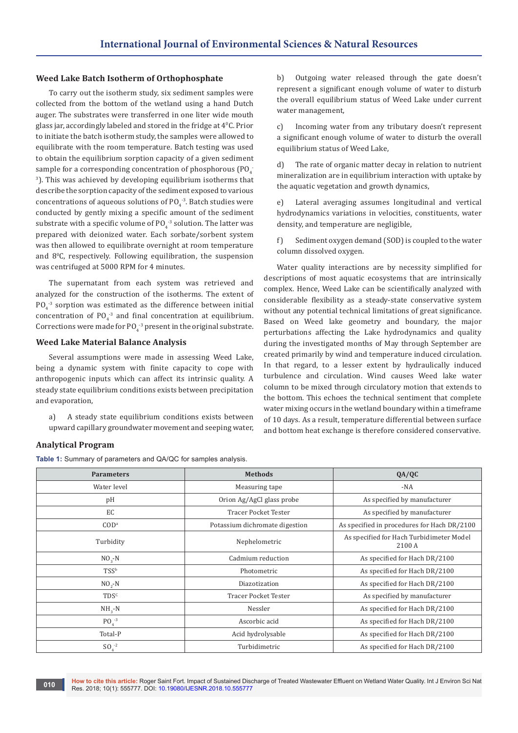## Weed Lake Batch Isotherm of Orthophosphate

To carry out the isotherm study, six sediment samples were collected from the bottom of the wetland using a hand Dutch auger. The substrates were transferred in one liter wide mouth glass jar, accordingly labeled and stored in the fridge at 4$^0$C. Prior to initiate the batch isotherm study, the samples were allowed to equilibrate with the room temperature. Batch testing was used to obtain the equilibrium sorption capacity of a given sediment sample for a corresponding concentration of phosphorous ($PO_4^{-3}$). This was achieved by developing equilibrium isotherms that describe the sorption capacity of the sediment exposed to various concentrations of aqueous solutions of $PO_4^{-3}$. Batch studies were conducted by gently mixing a specific amount of the sediment substrate with a specific volume of $PO_4^{-3}$ solution. The latter was prepared with deionized water. Each sorbate/sorbent system was then allowed to equilibrate overnight at room temperature and 8$^0$C, respectively. Following equilibration, the suspension was centrifuged at 5000 RPM for 4 minutes.

The supernatant from each system was retrieved and analyzed for the construction of the isotherms. The extent of $PO_4^{-3}$ sorption was estimated as the difference between initial concentration of $PO_4^{-3}$ and final concentration at equilibrium. Corrections were made for $PO_4^{-3}$ present in the original substrate.

## Weed Lake Material Balance Analysis

Several assumptions were made in assessing Weed Lake, being a dynamic system with finite capacity to cope with anthropogenic inputs which can affect its intrinsic quality. A steady state equilibrium conditions exists between precipitation and evaporation,

a) A steady state equilibrium conditions exists between upward capillary groundwater movement and seeping water,

b) Outgoing water released through the gate doesn't represent a significant enough volume of water to disturb the overall equilibrium status of Weed Lake under current water management,

c) Incoming water from any tributary doesn't represent a significant enough volume of water to disturb the overall equilibrium status of Weed Lake,

d) The rate of organic matter decay in relation to nutrient mineralization are in equilibrium interaction with uptake by the aquatic vegetation and growth dynamics,

e) Lateral averaging assumes longitudinal and vertical hydrodynamics variations in velocities, constituents, water density, and temperature are negligible,

f) Sediment oxygen demand (SOD) is coupled to the water column dissolved oxygen.

Water quality interactions are by necessity simplified for descriptions of most aquatic ecosystems that are intrinsically complex. Hence, Weed Lake can be scientifically analyzed with considerable flexibility as a steady-state conservative system without any potential technical limitations of great significance. Based on Weed lake geometry and boundary, the major perturbations affecting the Lake hydrodynamics and quality during the investigated months of May through September are created primarily by wind and temperature induced circulation. In that regard, to a lesser extent by hydraulically induced turbulence and circulation. Wind causes Weed lake water column to be mixed through circulatory motion that extends to the bottom. This echoes the technical sentiment that complete water mixing occurs in the wetland boundary within a timeframe of 10 days. As a result, temperature differential between surface and bottom heat exchange is therefore considered conservative.

## Analytical Program

**Table 1:** Summary of parameters and QA/QC for samples analysis.

| Parameters | Methods | QA/QC |
|---|---|---|
| Water level | Measuring tape | -NA |
| pH | Orion Ag/AgCl glass probe | As specified by manufacturer |
| EC | Tracer Pocket Tester | As specified by manufacturer |
| COD[a] | Potassium dichromate digestion | As specified in procedures for Hach DR/2100 |
| Turbidity | Nephelometric | As specified for Hach Turbidimeter Model 2100 A |
| $NO_3$-N | Cadmium reduction | As specified for Hach DR/2100 |
| TSS[b] | Photometric | As specified for Hach DR/2100 |
| $NO_2$-N | Diazotization | As specified for Hach DR/2100 |
| TDS[c] | Tracer Pocket Tester | As specified by manufacturer |
| $NH_3$-N | Nessler | As specified for Hach DR/2100 |
| $PO_4^{-3}$ | Ascorbic acid | As specified for Hach DR/2100 |
| Total-P | Acid hydrolysable | As specified for Hach DR/2100 |
| $SO_4^{-2}$ | Turbidimetric | As specified for Hach DR/2100 |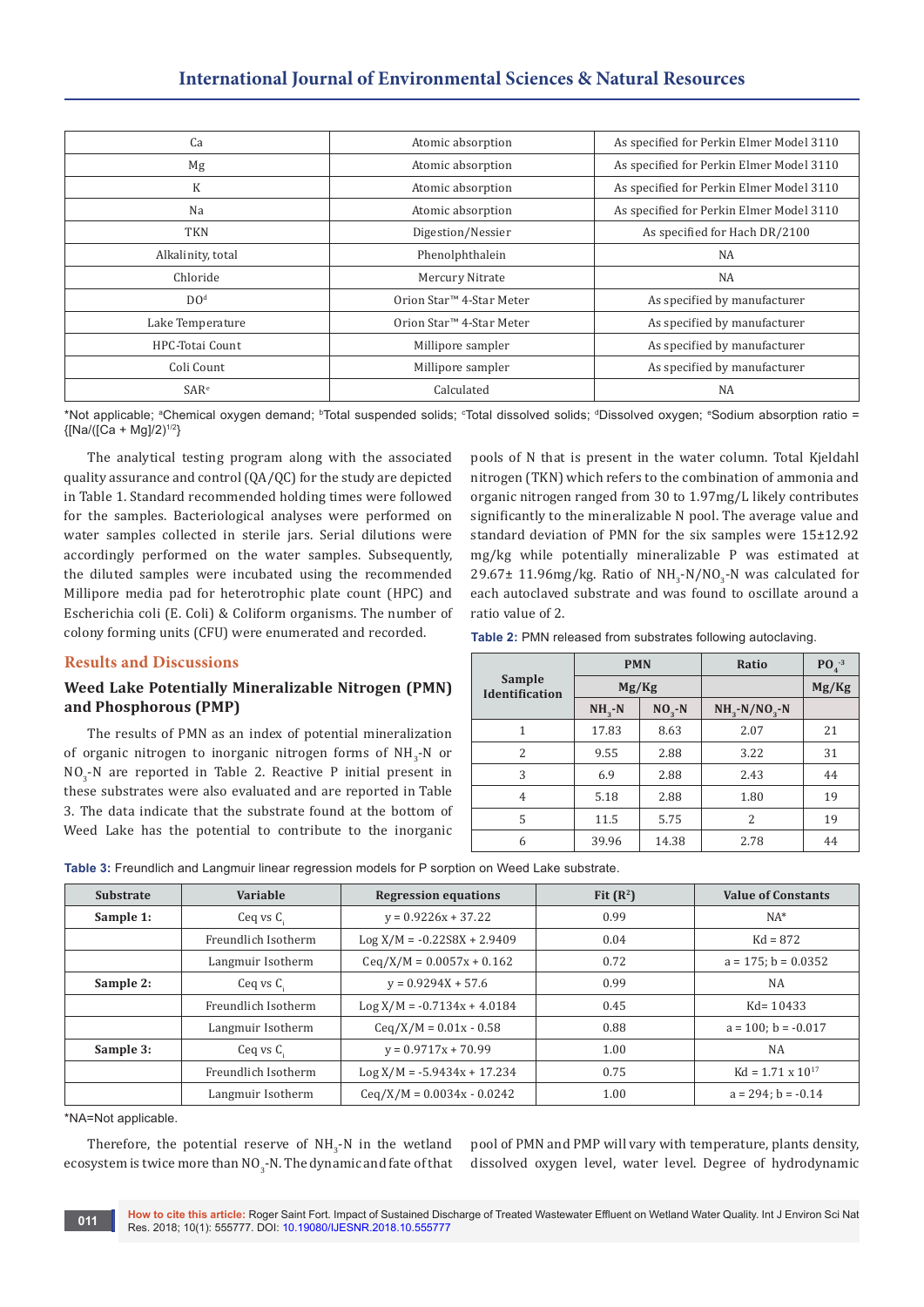| Ca | Atomic absorption | As specified for Perkin Elmer Model 3110 |
|---|---|---|
| Mg | Atomic absorption | As specified for Perkin Elmer Model 3110 |
| K | Atomic absorption | As specified for Perkin Elmer Model 3110 |
| Na | Atomic absorption | As specified for Perkin Elmer Model 3110 |
| TKN | Digestion/Nessier | As specified for Hach DR/2100 |
| Alkalinity, total | Phenolphthalein | NA |
| Chloride | Mercury Nitrate | NA |
| DO[d] | Orion Star™ 4-Star Meter | As specified by manufacturer |
| Lake Temperature | Orion Star™ 4-Star Meter | As specified by manufacturer |
| HPC-Totai Count | Millipore sampler | As specified by manufacturer |
| Coli Count | Millipore sampler | As specified by manufacturer |
| SAR[e] | Calculated | NA |

*Not applicable; [a]Chemical oxygen demand; [b]Total suspended solids; [c]Total dissolved solids; [d]Dissolved oxygen; [e]Sodium absorption ratio = {[Na/([Ca + Mg]/2)$^{1/2}$}

The analytical testing program along with the associated quality assurance and control (QA/QC) for the study are depicted in Table 1. Standard recommended holding times were followed for the samples. Bacteriological analyses were performed on water samples collected in sterile jars. Serial dilutions were accordingly performed on the water samples. Subsequently, the diluted samples were incubated using the recommended Millipore media pad for heterotrophic plate count (HPC) and Escherichia coli (E. Coli) & Coliform organisms. The number of colony forming units (CFU) were enumerated and recorded.

## Results and Discussions

### Weed Lake Potentially Mineralizable Nitrogen (PMN) and Phosphorous (PMP)

The results of PMN as an index of potential mineralization of organic nitrogen to inorganic nitrogen forms of $NH_3$-N or $NO_3$-N are reported in Table 2. Reactive P initial present in these substrates were also evaluated and are reported in Table 3. The data indicate that the substrate found at the bottom of Weed Lake has the potential to contribute to the inorganic pools of N that is present in the water column. Total Kjeldahl nitrogen (TKN) which refers to the combination of ammonia and organic nitrogen ranged from 30 to 1.97mg/L likely contributes significantly to the mineralizable N pool. The average value and standard deviation of PMN for the six samples were 15±12.92 mg/kg while potentially mineralizable P was estimated at 29.67± 11.96mg/kg. Ratio of $NH_3$-N/$NO_3$-N was calculated for each autoclaved substrate and was found to oscillate around a ratio value of 2.

**Table 2:** PMN released from substrates following autoclaving.

| Sample Identification | PMN | | Ratio | $PO_4^{-3}$ |
|---|---|---|---|---|
| | Mg/Kg | | | Mg/Kg |
| | $NH_3$-N | $NO_3$-N | $NH_3$-N/$NO_3$-N | |
| 1 | 17.83 | 8.63 | 2.07 | 21 |
| 2 | 9.55 | 2.88 | 3.22 | 31 |
| 3 | 6.9 | 2.88 | 2.43 | 44 |
| 4 | 5.18 | 2.88 | 1.80 | 19 |
| 5 | 11.5 | 5.75 | 2 | 19 |
| 6 | 39.96 | 14.38 | 2.78 | 44 |

**Table 3:** Freundlich and Langmuir linear regression models for P sorption on Weed Lake substrate.

| Substrate | Variable | Regression equations | Fit ($R^2$) | Value of Constants |
|---|---|---|---|---|
| **Sample 1:** | Ceq vs $C_i$ | y = 0.9226x + 37.22 | 0.99 | NA* |
| | Freundlich Isotherm | Log X/M = -0.22S8X + 2.9409 | 0.04 | Kd = 872 |
| | Langmuir Isotherm | Ceq/X/M = 0.0057x + 0.162 | 0.72 | a = 175; b = 0.0352 |
| **Sample 2:** | Ceq vs $C_i$ | y = 0.9294X + 57.6 | 0.99 | NA |
| | Freundlich Isotherm | Log X/M = -0.7134x + 4.0184 | 0.45 | Kd= 10433 |
| | Langmuir Isotherm | Ceq/X/M = 0.01x - 0.58 | 0.88 | a = 100; b = -0.017 |
| **Sample 3:** | Ceq vs $C_i$ | y = 0.9717x + 70.99 | 1.00 | NA |
| | Freundlich Isotherm | Log X/M = -5.9434x + 17.234 | 0.75 | Kd = 1.71 x $10^{17}$ |
| | Langmuir Isotherm | Ceq/X/M = 0.0034x - 0.0242 | 1.00 | a = 294; b = -0.14 |

*NA=Not applicable.

Therefore, the potential reserve of $NH_3$-N in the wetland ecosystem is twice more than $NO_3$-N. The dynamic and fate of that pool of PMN and PMP will vary with temperature, plants density, dissolved oxygen level, water level. Degree of hydrodynamic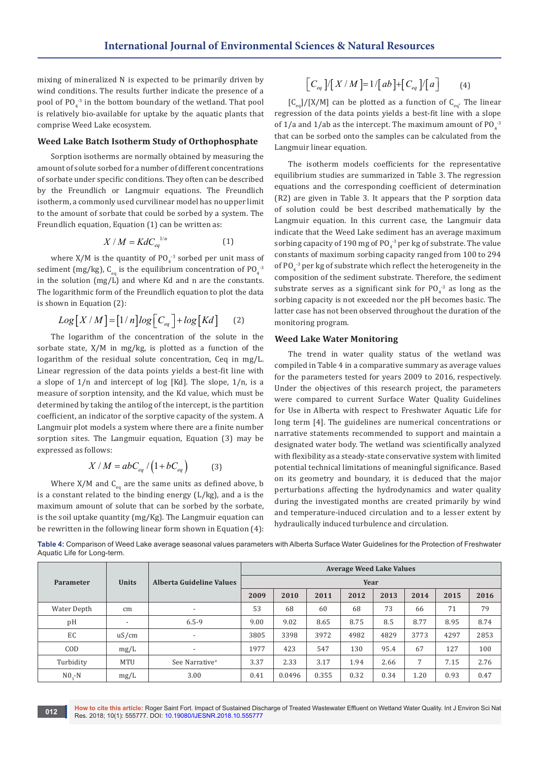mixing of mineralized N is expected to be primarily driven by wind conditions. The results further indicate the presence of a pool of $PO_4^{-3}$ in the bottom boundary of the wetland. That pool is relatively bio-available for uptake by the aquatic plants that comprise Weed Lake ecosystem.

### Weed Lake Batch Isotherm Study of Orthophosphate

Sorption isotherms are normally obtained by measuring the amount of solute sorbed for a number of different concentrations of sorbate under specific conditions. They often can be described by the Freundlich or Langmuir equations. The Freundlich isotherm, a commonly used curvilinear model has no upper limit to the amount of sorbate that could be sorbed by a system. The Freundlich equation, Equation (1) can be written as:

$$X/M = KdC_{eq}^{\ 1/n} \qquad (1)$$

where X/M is the quantity of $PO_4^{-3}$ sorbed per unit mass of sediment (mg/kg), $C_{eq}$ is the equilibrium concentration of $PO_4^{-3}$ in the solution (mg/L) and where Kd and n are the constants. The logarithmic form of the Freundlich equation to plot the data is shown in Equation (2):

$$Log\left[X/M\right] = \left[1/n\right]log\left[C_{eq}\right] + log\left[Kd\right] \qquad (2)$$

The logarithm of the concentration of the solute in the sorbate state, X/M in mg/kg, is plotted as a function of the logarithm of the residual solute concentration, Ceq in mg/L. Linear regression of the data points yields a best-fit line with a slope of 1/n and intercept of log [Kd]. The slope, 1/n, is a measure of sorption intensity, and the Kd value, which must be determined by taking the antilog of the intercept, is the partition coefficient, an indicator of the sorptive capacity of the system. A Langmuir plot models a system where there are a finite number sorption sites. The Langmuir equation, Equation (3) may be expressed as follows:

$$X/M = abC_{eq}/\left(1 + bC_{eq}\right) \qquad (3)$$

Where X/M and $C_{eq}$ are the same units as defined above, b is a constant related to the binding energy (L/kg), and a is the maximum amount of solute that can be sorbed by the sorbate, is the soil uptake quantity (mg/Kg). The Langmuir equation can be rewritten in the following linear form shown in Equation (4):

$$\left[C_{eq}\right]/\left[X/M\right] = 1/\left[ab\right] + \left[C_{eq}\right]/\left[a\right] \qquad (4)$$

$[C_{eq}]/[X/M]$ can be plotted as a function of $C_{eq}$. The linear regression of the data points yields a best-fit line with a slope of 1/a and 1/ab as the intercept. The maximum amount of $PO_4^{-3}$ that can be sorbed onto the samples can be calculated from the Langmuir linear equation.

The isotherm models coefficients for the representative equilibrium studies are summarized in Table 3. The regression equations and the corresponding coefficient of determination (R2) are given in Table 3. It appears that the P sorption data of solution could be best described mathematically by the Langmuir equation. In this current case, the Langmuir data indicate that the Weed Lake sediment has an average maximum sorbing capacity of 190 mg of $PO_4^{-3}$ per kg of substrate. The value constants of maximum sorbing capacity ranged from 100 to 294 of $PO_4^{-3}$ per kg of substrate which reflect the heterogeneity in the composition of the sediment substrate. Therefore, the sediment substrate serves as a significant sink for $PO_4^{-3}$ as long as the sorbing capacity is not exceeded nor the pH becomes basic. The latter case has not been observed throughout the duration of the monitoring program.

### Weed Lake Water Monitoring

The trend in water quality status of the wetland was compiled in Table 4 in a comparative summary as average values for the parameters tested for years 2009 to 2016, respectively. Under the objectives of this research project, the parameters were compared to current Surface Water Quality Guidelines for Use in Alberta with respect to Freshwater Aquatic Life for long term [4]. The guidelines are numerical concentrations or narrative statements recommended to support and maintain a designated water body. The wetland was scientifically analyzed with flexibility as a steady-state conservative system with limited potential technical limitations of meaningful significance. Based on its geometry and boundary, it is deduced that the major perturbations affecting the hydrodynamics and water quality during the investigated months are created primarily by wind and temperature-induced circulation and to a lesser extent by hydraulically induced turbulence and circulation.

**Table 4:** Comparison of Weed Lake average seasonal values parameters with Alberta Surface Water Guidelines for the Protection of Freshwater Aquatic Life for Long-term.

| Parameter | Units | Alberta Guideline Values | Average Weed Lake Values | | | | | | | |
|---|---|---|---|---|---|---|---|---|---|---|
| | | | Year | | | | | | | |
| | | | 2009 | 2010 | 2011 | 2012 | 2013 | 2014 | 2015 | 2016 |
| Water Depth | cm | - | 53 | 68 | 60 | 68 | 73 | 66 | 71 | 79 |
| pH | - | 6.5-9 | 9.00 | 9.02 | 8.65 | 8.75 | 8.5 | 8.77 | 8.95 | 8.74 |
| EC | uS/cm | - | 3805 | 3398 | 3972 | 4982 | 4829 | 3773 | 4297 | 2853 |
| COD | mg/L | - | 1977 | 423 | 547 | 130 | 95.4 | 67 | 127 | 100 |
| Turbidity | MTU | See Narrative[a] | 3.37 | 2.33 | 3.17 | 1.94 | 2.66 | 7 | 7.15 | 2.76 |
| $NO_3$-N | mg/L | 3.00 | 0.41 | 0.0496 | 0.355 | 0.32 | 0.34 | 1.20 | 0.93 | 0.47 |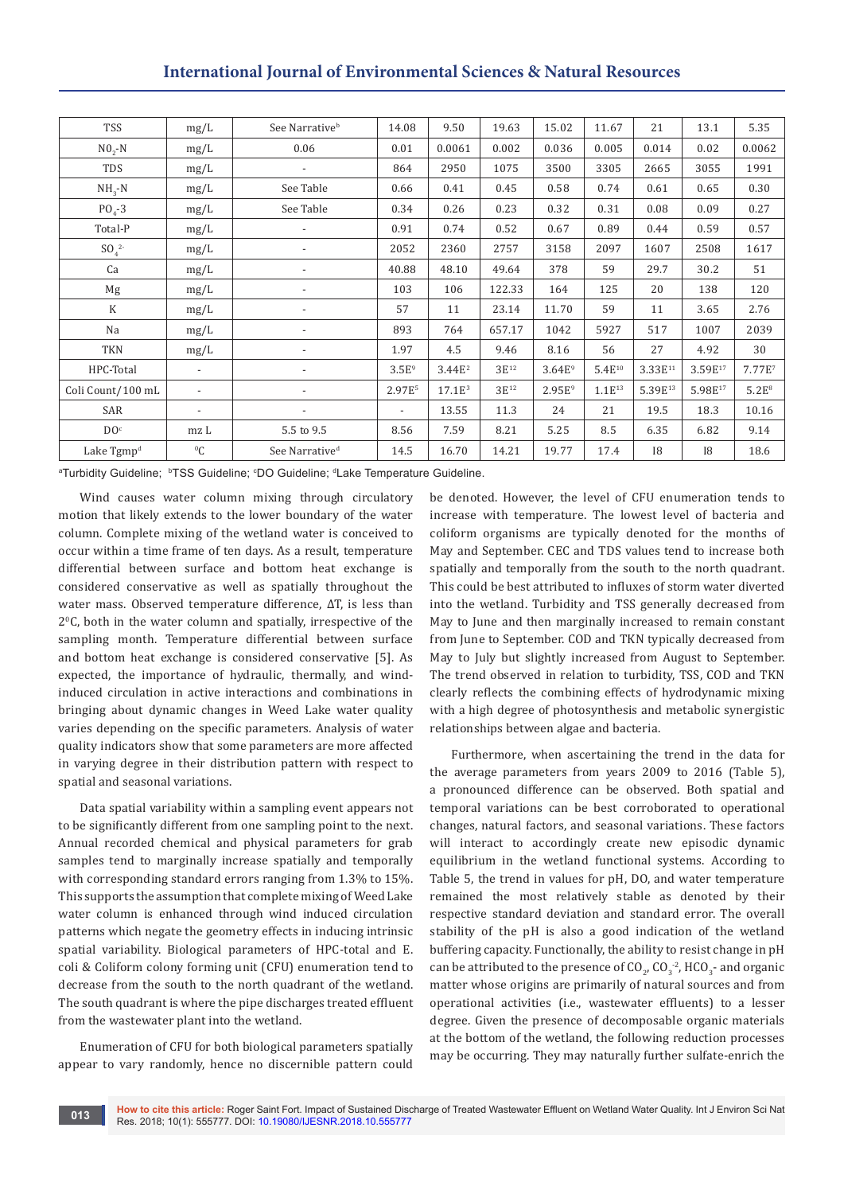| TSS | mg/L | See Narrative[b] | 14.08 | 9.50 | 19.63 | 15.02 | 11.67 | 21 | 13.1 | 5.35 |
|---|---|---|---|---|---|---|---|---|---|---|
| $NO_2$-N | mg/L | 0.06 | 0.01 | 0.0061 | 0.002 | 0.036 | 0.005 | 0.014 | 0.02 | 0.0062 |
| TDS | mg/L | - | 864 | 2950 | 1075 | 3500 | 3305 | 2665 | 3055 | 1991 |
| $NH_3$-N | mg/L | See Table | 0.66 | 0.41 | 0.45 | 0.58 | 0.74 | 0.61 | 0.65 | 0.30 |
| $PO_4$-3 | mg/L | See Table | 0.34 | 0.26 | 0.23 | 0.32 | 0.31 | 0.08 | 0.09 | 0.27 |
| Total-P | mg/L | - | 0.91 | 0.74 | 0.52 | 0.67 | 0.89 | 0.44 | 0.59 | 0.57 |
| $SO_4^{2-}$ | mg/L | - | 2052 | 2360 | 2757 | 3158 | 2097 | 1607 | 2508 | 1617 |
| Ca | mg/L | - | 40.88 | 48.10 | 49.64 | 378 | 59 | 29.7 | 30.2 | 51 |
| Mg | mg/L | - | 103 | 106 | 122.33 | 164 | 125 | 20 | 138 | 120 |
| K | mg/L | - | 57 | 11 | 23.14 | 11.70 | 59 | 11 | 3.65 | 2.76 |
| Na | mg/L | - | 893 | 764 | 657.17 | 1042 | 5927 | 517 | 1007 | 2039 |
| TKN | mg/L | - | 1.97 | 4.5 | 9.46 | 8.16 | 56 | 27 | 4.92 | 30 |
| HPC-Total | - | - | $3.5E^{9}$ | $3.44E^{2}$ | $3E^{12}$ | $3.64E^{9}$ | $5.4E^{10}$ | $3.33E^{11}$ | $3.59E^{17}$ | $7.77E^{7}$ |
| Coli Count/100 mL | - | - | $2.97E^{5}$ | $17.1E^{3}$ | $3E^{12}$ | $2.95E^{9}$ | $1.1E^{13}$ | $5.39E^{13}$ | $5.98E^{17}$ | $5.2E^{8}$ |
| SAR | - | - | - | 13.55 | 11.3 | 24 | 21 | 19.5 | 18.3 | 10.16 |
| DO[c] | mz L | 5.5 to 9.5 | 8.56 | 7.59 | 8.21 | 5.25 | 8.5 | 6.35 | 6.82 | 9.14 |
| Lake Tgmp[d] | $^0$C | See Narrative[d] | 14.5 | 16.70 | 14.21 | 19.77 | 17.4 | I8 | I8 | 18.6 |

[a]Turbidity Guideline; [b]TSS Guideline; [c]DO Guideline; [d]Lake Temperature Guideline.

Wind causes water column mixing through circulatory motion that likely extends to the lower boundary of the water column. Complete mixing of the wetland water is conceived to occur within a time frame of ten days. As a result, temperature differential between surface and bottom heat exchange is considered conservative as well as spatially throughout the water mass. Observed temperature difference, ΔT, is less than 2$^0$C, both in the water column and spatially, irrespective of the sampling month. Temperature differential between surface and bottom heat exchange is considered conservative [5]. As expected, the importance of hydraulic, thermally, and wind-induced circulation in active interactions and combinations in bringing about dynamic changes in Weed Lake water quality varies depending on the specific parameters. Analysis of water quality indicators show that some parameters are more affected in varying degree in their distribution pattern with respect to spatial and seasonal variations.

Data spatial variability within a sampling event appears not to be significantly different from one sampling point to the next. Annual recorded chemical and physical parameters for grab samples tend to marginally increase spatially and temporally with corresponding standard errors ranging from 1.3% to 15%. This supports the assumption that complete mixing of Weed Lake water column is enhanced through wind induced circulation patterns which negate the geometry effects in inducing intrinsic spatial variability. Biological parameters of HPC-total and E. coli & Coliform colony forming unit (CFU) enumeration tend to decrease from the south to the north quadrant of the wetland. The south quadrant is where the pipe discharges treated effluent from the wastewater plant into the wetland.

Enumeration of CFU for both biological parameters spatially appear to vary randomly, hence no discernible pattern could be denoted. However, the level of CFU enumeration tends to increase with temperature. The lowest level of bacteria and coliform organisms are typically denoted for the months of May and September. CEC and TDS values tend to increase both spatially and temporally from the south to the north quadrant. This could be best attributed to influxes of storm water diverted into the wetland. Turbidity and TSS generally decreased from May to June and then marginally increased to remain constant from June to September. COD and TKN typically decreased from May to July but slightly increased from August to September. The trend observed in relation to turbidity, TSS, COD and TKN clearly reflects the combining effects of hydrodynamic mixing with a high degree of photosynthesis and metabolic synergistic relationships between algae and bacteria.

Furthermore, when ascertaining the trend in the data for the average parameters from years 2009 to 2016 (Table 5), a pronounced difference can be observed. Both spatial and temporal variations can be best corroborated to operational changes, natural factors, and seasonal variations. These factors will interact to accordingly create new episodic dynamic equilibrium in the wetland functional systems. According to Table 5, the trend in values for pH, DO, and water temperature remained the most relatively stable as denoted by their respective standard deviation and standard error. The overall stability of the pH is also a good indication of the wetland buffering capacity. Functionally, the ability to resist change in pH can be attributed to the presence of $CO_2$, $CO_3^{-2}$, $HCO_3^-$ and organic matter whose origins are primarily of natural sources and from operational activities (i.e., wastewater effluents) to a lesser degree. Given the presence of decomposable organic materials at the bottom of the wetland, the following reduction processes may be occurring. They may naturally further sulfate-enrich the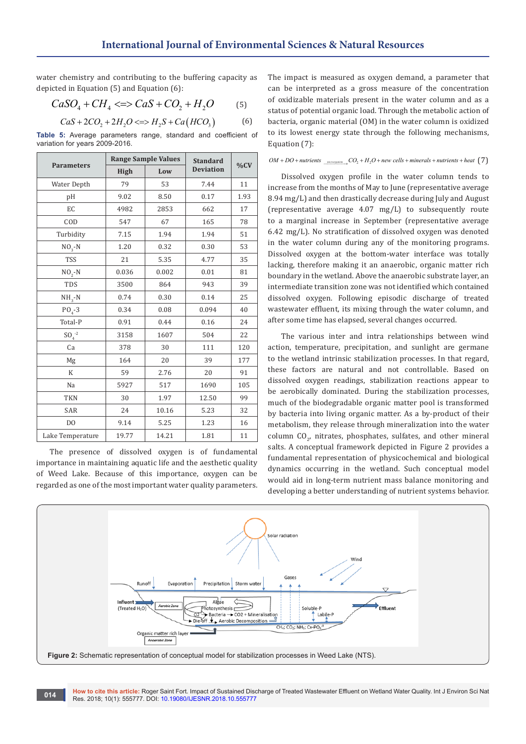water chemistry and contributing to the buffering capacity as depicted in Equation (5) and Equation (6):

$$CaSO_4 + CH_4 <=> CaS + CO_2 + H_2O \quad (5)$$

$$CaS + 2CO_2 + 2H_2O <=> H_2S + Ca(HCO_3) \quad (6)$$

**Table 5:** Average parameters range, standard and coefficient of variation for years 2009-2016.

| Parameters | Range Sample Values | | Standard Deviation | %CV |
|---|---|---|---|---|
| | High | Low | | |
| Water Depth | 79 | 53 | 7.44 | 11 |
| pH | 9.02 | 8.50 | 0.17 | 1.93 |
| EC | 4982 | 2853 | 662 | 17 |
| COD | 547 | 67 | 165 | 78 |
| Turbidity | 7.15 | 1.94 | 1.94 | 51 |
| $NO_3$-N | 1.20 | 0.32 | 0.30 | 53 |
| TSS | 21 | 5.35 | 4.77 | 35 |
| $NO_2$-N | 0.036 | 0.002 | 0.01 | 81 |
| TDS | 3500 | 864 | 943 | 39 |
| $NH_3$-N | 0.74 | 0.30 | 0.14 | 25 |
| $PO_4$-3 | 0.34 | 0.08 | 0.094 | 40 |
| Total-P | 0.91 | 0.44 | 0.16 | 24 |
| $SO_4^{-2}$ | 3158 | 1607 | 504 | 22 |
| Ca | 378 | 30 | 111 | 120 |
| Mg | 164 | 20 | 39 | 177 |
| K | 59 | 2.76 | 20 | 91 |
| Na | 5927 | 517 | 1690 | 105 |
| TKN | 30 | 1.97 | 12.50 | 99 |
| SAR | 24 | 10.16 | 5.23 | 32 |
| DO | 9.14 | 5.25 | 1.23 | 16 |
| Lake Temperature | 19.77 | 14.21 | 1.81 | 11 |

The presence of dissolved oxygen is of fundamental importance in maintaining aquatic life and the aesthetic quality of Weed Lake. Because of this importance, oxygen can be regarded as one of the most important water quality parameters. The impact is measured as oxygen demand, a parameter that can be interpreted as a gross measure of the concentration of oxidizable materials present in the water column and as a status of potential organic load. Through the metabolic action of bacteria, organic material (OM) in the water column is oxidized to its lowest energy state through the following mechanisms, Equation (7):

$$OM + DO + nutrients \xrightarrow{microorganism} CO_2 + H_2O + new\ cells + minerals + nutrients + heat \quad (7)$$

Dissolved oxygen profile in the water column tends to increase from the months of May to June (representative average 8.94 mg/L) and then drastically decrease during July and August (representative average 4.07 mg/L) to subsequently route to a marginal increase in September (representative average 6.42 mg/L). No stratification of dissolved oxygen was denoted in the water column during any of the monitoring programs. Dissolved oxygen at the bottom-water interface was totally lacking, therefore making it an anaerobic, organic matter rich boundary in the wetland. Above the anaerobic substrate layer, an intermediate transition zone was not identified which contained dissolved oxygen. Following episodic discharge of treated wastewater effluent, its mixing through the water column, and after some time has elapsed, several changes occurred.

The various inter and intra relationships between wind action, temperature, precipitation, and sunlight are germane to the wetland intrinsic stabilization processes. In that regard, these factors are natural and not controllable. Based on dissolved oxygen readings, stabilization reactions appear to be aerobically dominated. During the stabilization processes, much of the biodegradable organic matter pool is transformed by bacteria into living organic matter. As a by-product of their metabolism, they release through mineralization into the water column $CO_2$, nitrates, phosphates, sulfates, and other mineral salts. A conceptual framework depicted in Figure 2 provides a fundamental representation of physicochemical and biological dynamics occurring in the wetland. Such conceptual model would aid in long-term nutrient mass balance monitoring and developing a better understanding of nutrient systems behavior.

**Figure 2:** Schematic representation of conceptual model for stabilization processes in Weed Lake (NTS).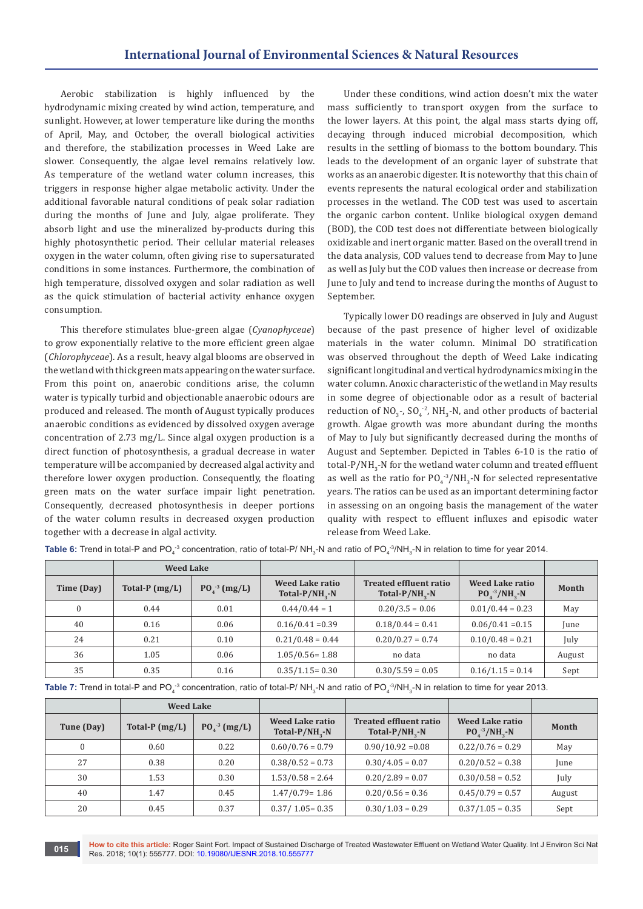Aerobic stabilization is highly influenced by the hydrodynamic mixing created by wind action, temperature, and sunlight. However, at lower temperature like during the months of April, May, and October, the overall biological activities and therefore, the stabilization processes in Weed Lake are slower. Consequently, the algae level remains relatively low. As temperature of the wetland water column increases, this triggers in response higher algae metabolic activity. Under the additional favorable natural conditions of peak solar radiation during the months of June and July, algae proliferate. They absorb light and use the mineralized by-products during this highly photosynthetic period. Their cellular material releases oxygen in the water column, often giving rise to supersaturated conditions in some instances. Furthermore, the combination of high temperature, dissolved oxygen and solar radiation as well as the quick stimulation of bacterial activity enhance oxygen consumption.

This therefore stimulates blue-green algae (*Cyanophyceae*) to grow exponentially relative to the more efficient green algae (*Chlorophyceae*). As a result, heavy algal blooms are observed in the wetland with thick green mats appearing on the water surface. From this point on, anaerobic conditions arise, the column water is typically turbid and objectionable anaerobic odours are produced and released. The month of August typically produces anaerobic conditions as evidenced by dissolved oxygen average concentration of 2.73 mg/L. Since algal oxygen production is a direct function of photosynthesis, a gradual decrease in water temperature will be accompanied by decreased algal activity and therefore lower oxygen production. Consequently, the floating green mats on the water surface impair light penetration. Consequently, decreased photosynthesis in deeper portions of the water column results in decreased oxygen production together with a decrease in algal activity.

Under these conditions, wind action doesn't mix the water mass sufficiently to transport oxygen from the surface to the lower layers. At this point, the algal mass starts dying off, decaying through induced microbial decomposition, which results in the settling of biomass to the bottom boundary. This leads to the development of an organic layer of substrate that works as an anaerobic digester. It is noteworthy that this chain of events represents the natural ecological order and stabilization processes in the wetland. The COD test was used to ascertain the organic carbon content. Unlike biological oxygen demand (BOD), the COD test does not differentiate between biologically oxidizable and inert organic matter. Based on the overall trend in the data analysis, COD values tend to decrease from May to June as well as July but the COD values then increase or decrease from June to July and tend to increase during the months of August to September.

Typically lower DO readings are observed in July and August because of the past presence of higher level of oxidizable materials in the water column. Minimal DO stratification was observed throughout the depth of Weed Lake indicating significant longitudinal and vertical hydrodynamics mixing in the water column. Anoxic characteristic of the wetland in May results in some degree of objectionable odor as a result of bacterial reduction of $NO_3$-, $SO_4^{-2}$, $NH_3$-N, and other products of bacterial growth. Algae growth was more abundant during the months of May to July but significantly decreased during the months of August and September. Depicted in Tables 6-10 is the ratio of total-P/$NH_3$-N for the wetland water column and treated effluent as well as the ratio for $PO_4^{-3}$/$NH_3$-N for selected representative years. The ratios can be used as an important determining factor in assessing on an ongoing basis the management of the water quality with respect to effluent influxes and episodic water release from Weed Lake.

**Table 6:** Trend in total-P and $PO_4^{-3}$ concentration, ratio of total-P/ $NH_3$-N and ratio of $PO_4^{-3}$/$NH_3$-N in relation to time for year 2014.

| | Weed Lake | | | | | |
|---|---|---|---|---|---|---|
| Time (Day) | Total-P (mg/L) | $PO_4^{-3}$ (mg/L) | Weed Lake ratio Total-P/$NH_3$-N | Treated effluent ratio Total-P/$NH_3$-N | Weed Lake ratio $PO_4^{-3}$/$NH_3$-N | Month |
| 0 | 0.44 | 0.01 | 0.44/0.44 = 1 | 0.20/3.5 = 0.06 | 0.01/0.44 = 0.23 | May |
| 40 | 0.16 | 0.06 | 0.16/0.41 =0.39 | 0.18/0.44 = 0.41 | 0.06/0.41 =0.15 | June |
| 24 | 0.21 | 0.10 | 0.21/0.48 = 0.44 | 0.20/0.27 = 0.74 | 0.10/0.48 = 0.21 | July |
| 36 | 1.05 | 0.06 | 1.05/0.56= 1.88 | no data | no data | August |
| 35 | 0.35 | 0.16 | 0.35/1.15= 0.30 | 0.30/5.59 = 0.05 | 0.16/1.15 = 0.14 | Sept |

**Table 7:** Trend in total-P and $PO_4^{-3}$ concentration, ratio of total-P/ $NH_3$-N and ratio of $PO_4^{-3}$/$NH_3$-N in relation to time for year 2013.

| | Weed Lake | | | | | |
|---|---|---|---|---|---|---|
| Tune (Day) | Total-P (mg/L) | $PO_4^{-3}$ (mg/L) | Weed Lake ratio Total-P/$NH_3$-N | Treated effluent ratio Total-P/$NH_3$-N | Weed Lake ratio $PO_4^{-3}$/$NH_3$-N | Month |
| 0 | 0.60 | 0.22 | 0.60/0.76 = 0.79 | 0.90/10.92 =0.08 | 0.22/0.76 = 0.29 | May |
| 27 | 0.38 | 0.20 | 0.38/0.52 = 0.73 | 0.30/4.05 = 0.07 | 0.20/0.52 = 0.38 | June |
| 30 | 1.53 | 0.30 | 1.53/0.58 = 2.64 | 0.20/2.89 = 0.07 | 0.30/0.58 = 0.52 | July |
| 40 | 1.47 | 0.45 | 1.47/0.79= 1.86 | 0.20/0.56 = 0.36 | 0.45/0.79 = 0.57 | August |
| 20 | 0.45 | 0.37 | 0.37/ 1.05= 0.35 | 0.30/1.03 = 0.29 | 0.37/1.05 = 0.35 | Sept |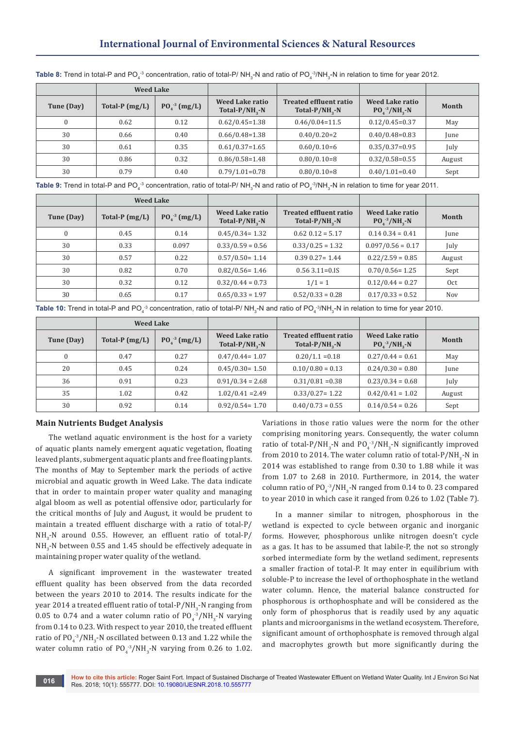**Table 8:** Trend in total-P and $PO_4^{-3}$ concentration, ratio of total-P/ $NH_3$-N and ratio of $PO_4^{-3}/NH_3$-N in relation to time for year 2012.

| | Weed Lake | | | | | |
|---|---|---|---|---|---|---|
| Tune (Day) | Total-P (mg/L) | $PO_4^{-3}$ (mg/L) | Weed Lake ratio Total-P/$NH_3$-N | Treated effluent ratio Total-P/$NH_3$-N | Weed Lake ratio $PO_4^{-3}/NH_3$-N | Month |
| 0 | 0.62 | 0.12 | 0.62/0.45=1.38 | 0.46/0.04=11.5 | 0.12/0.45=0.37 | May |
| 30 | 0.66 | 0.40 | 0.66/0.48=1.38 | 0.40/0.20=2 | 0.40/0.48=0.83 | June |
| 30 | 0.61 | 0.35 | 0.61/0.37=1.65 | 0.60/0.10=6 | 0.35/0.37=0.95 | July |
| 30 | 0.86 | 0.32 | 0.86/0.58=1.48 | 0.80/0.10=8 | 0.32/0.58=0.55 | August |
| 30 | 0.79 | 0.40 | 0.79/1.01=0.78 | 0.80/0.10=8 | 0.40/1.01=0.40 | Sept |

**Table 9:** Trend in total-P and $PO_4^{-3}$ concentration, ratio of total-P/ $NH_3$-N and ratio of $PO_4^{-3}/NH_3$-N in relation to time for year 2011.

| | Weed Lake | | | | | |
|---|---|---|---|---|---|---|
| Tune (Day) | Total-P (mg/L) | $PO_4^{-3}$ (mg/L) | Weed Lake ratio Total-P/$NH_3$-N | Treated effluent ratio Total-P/$NH_3$-N | Weed Lake ratio $PO_4^{-3}/NH_3$-N | Month |
| 0 | 0.45 | 0.14 | 0.45/0.34= 1.32 | 0.62 0.12 = 5.17 | 0.14 0.34 = 0.41 | June |
| 30 | 0.33 | 0.097 | 0.33/0.59 = 0.56 | 0.33/0.25 = 1.32 | 0.097/0.56 = 0.17 | July |
| 30 | 0.57 | 0.22 | 0.57/0.50= 1.14 | 0.39 0.27= 1.44 | 0.22/2.59 = 0.85 | August |
| 30 | 0.82 | 0.70 | 0.82/0.56= 1.46 | 0.56 3.11=0.IS | 0.70/0.56= 1.25 | Sept |
| 30 | 0.32 | 0.12 | 0.32/0.44 = 0.73 | 1/1 = 1 | 0.12/0.44 = 0.27 | Oct |
| 30 | 0.65 | 0.17 | 0.65/0.33 = 1.97 | 0.52/0.33 = 0.28 | 0.17/0.33 = 0.52 | Nov |

**Table 10:** Trend in total-P and $PO_4^{-3}$ concentration, ratio of total-P/ $NH_3$-N and ratio of $PO_4^{-3}/NH_3$-N in relation to time for year 2010.

| | Weed Lake | | | | | |
|---|---|---|---|---|---|---|
| Tune (Day) | Total-P (mg/L) | $PO_4^{-3}$ (mg/L) | Weed Lake ratio Total-P/$NH_3$-N | Treated effluent ratio Total-P/$NH_3$-N | Weed Lake ratio $PO_4^{-3}/NH_3$-N | Month |
| 0 | 0.47 | 0.27 | 0.47/0.44= 1.07 | 0.20/1.1 =0.18 | 0.27/0.44 = 0.61 | May |
| 20 | 0.45 | 0.24 | 0.45/0.30= 1.50 | 0.10/0.80 = 0.13 | 0.24/0.30 = 0.80 | June |
| 36 | 0.91 | 0.23 | 0.91/0.34 = 2.68 | 0.31/0.81 =0.38 | 0.23/0.34 = 0.68 | July |
| 35 | 1.02 | 0.42 | 1.02/0.41 =2.49 | 0.33/0.27= 1.22 | 0.42/0.41 = 1.02 | August |
| 30 | 0.92 | 0.14 | 0.92/0.54= 1.70 | 0.40/0.73 = 0.55 | 0.14/0.54 = 0.26 | Sept |

### Main Nutrients Budget Analysis

The wetland aquatic environment is the host for a variety of aquatic plants namely emergent aquatic vegetation, floating leaved plants, submergent aquatic plants and free floating plants. The months of May to September mark the periods of active microbial and aquatic growth in Weed Lake. The data indicate that in order to maintain proper water quality and managing algal bloom as well as potential offensive odor, particularly for the critical months of July and August, it would be prudent to maintain a treated effluent discharge with a ratio of total-P/ $NH_3$-N around 0.55. However, an effluent ratio of total-P/ $NH_3$-N between 0.55 and 1.45 should be effectively adequate in maintaining proper water quality of the wetland.

A significant improvement in the wastewater treated effluent quality has been observed from the data recorded between the years 2010 to 2014. The results indicate for the year 2014 a treated effluent ratio of total-P/$NH_3$-N ranging from 0.05 to 0.74 and a water column ratio of $PO_4^{-3}/NH_3$-N varying from 0.14 to 0.23. With respect to year 2010, the treated effluent ratio of $PO_4^{-3}/NH_3$-N oscillated between 0.13 and 1.22 while the water column ratio of $PO_4^{-3}/NH_3$-N varying from 0.26 to 1.02. Variations in those ratio values were the norm for the other comprising monitoring years. Consequently, the water column ratio of total-P/$NH_3$-N and $PO_4^{-3}/NH_3$-N significantly improved from 2010 to 2014. The water column ratio of total-P/$NH_3$-N in 2014 was established to range from 0.30 to 1.88 while it was from 1.07 to 2.68 in 2010. Furthermore, in 2014, the water column ratio of $PO_4^{-3}/NH_3$-N ranged from 0.14 to 0. 23 compared to year 2010 in which case it ranged from 0.26 to 1.02 (Table 7).

In a manner similar to nitrogen, phosphorous in the wetland is expected to cycle between organic and inorganic forms. However, phosphorous unlike nitrogen doesn't cycle as a gas. It has to be assumed that labile-P, the not so strongly sorbed intermediate form by the wetland sediment, represents a smaller fraction of total-P. It may enter in equilibrium with soluble-P to increase the level of orthophosphate in the wetland water column. Hence, the material balance constructed for phosphorous is orthophosphate and will be considered as the only form of phosphorus that is readily used by any aquatic plants and microorganisms in the wetland ecosystem. Therefore, significant amount of orthophosphate is removed through algal and macrophytes growth but more significantly during the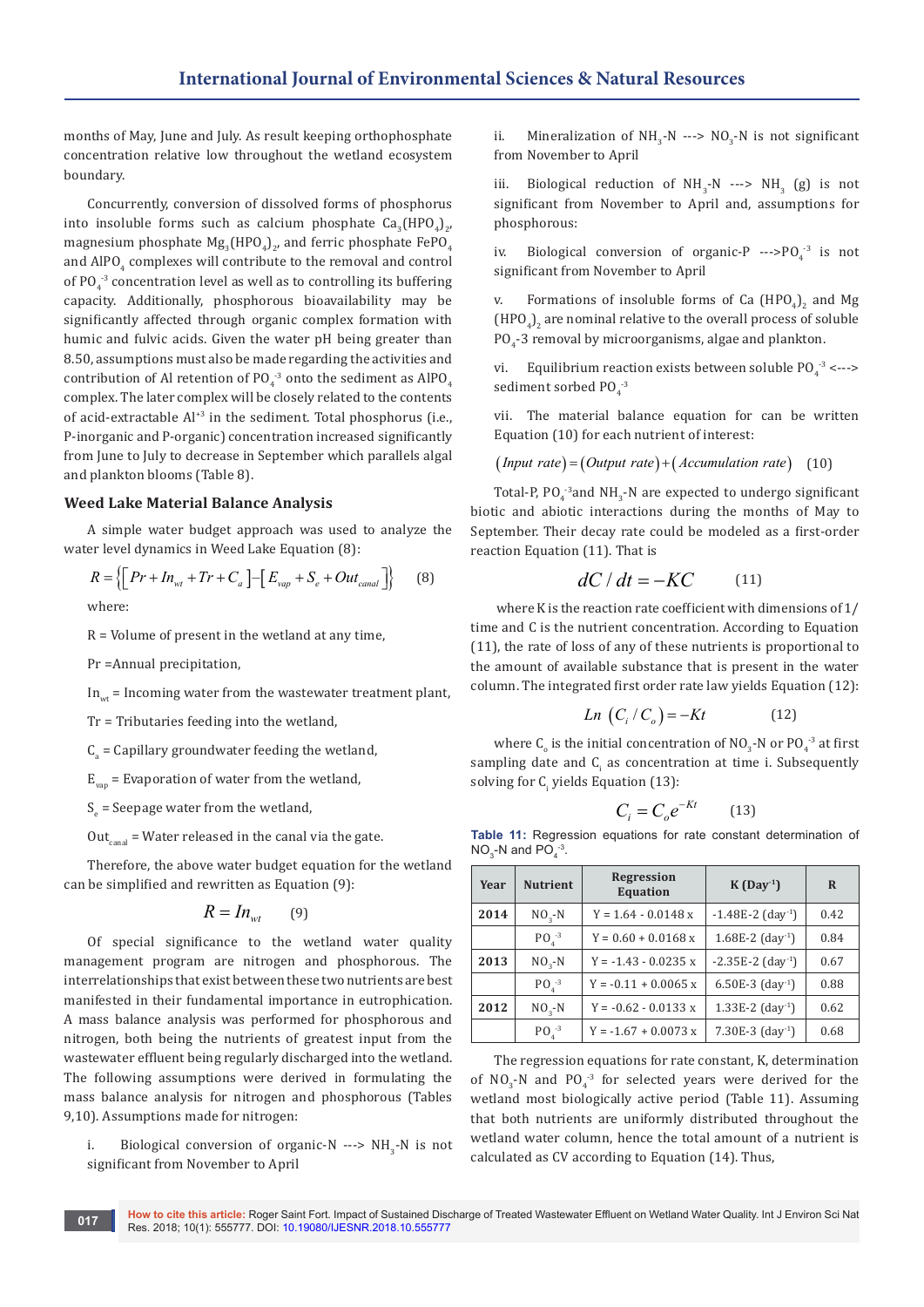months of May, June and July. As result keeping orthophosphate concentration relative low throughout the wetland ecosystem boundary.

Concurrently, conversion of dissolved forms of phosphorus into insoluble forms such as calcium phosphate $Ca_3(HPO_4)_2$, magnesium phosphate $Mg_3(HPO_4)_2$, and ferric phosphate $FePO_4$ and $AlPO_4$ complexes will contribute to the removal and control of $PO_4^{-3}$ concentration level as well as to controlling its buffering capacity. Additionally, phosphorous bioavailability may be significantly affected through organic complex formation with humic and fulvic acids. Given the water pH being greater than 8.50, assumptions must also be made regarding the activities and contribution of Al retention of $PO_4^{-3}$ onto the sediment as $AlPO_4$ complex. The later complex will be closely related to the contents of acid-extractable $Al^{+3}$ in the sediment. Total phosphorus (i.e., P-inorganic and P-organic) concentration increased significantly from June to July to decrease in September which parallels algal and plankton blooms (Table 8).

## Weed Lake Material Balance Analysis

A simple water budget approach was used to analyze the water level dynamics in Weed Lake Equation (8):

$$R = \left\{ \left[ Pr + In_{wt} + Tr + C_a \right] - \left[ E_{vap} + S_e + Out_{canal} \right] \right\} \quad (8)$$

where:

R = Volume of present in the wetland at any time,

Pr =Annual precipitation,

$In_{wt}$ = Incoming water from the wastewater treatment plant,

Tr = Tributaries feeding into the wetland,

$C_a$ = Capillary groundwater feeding the wetland,

$E_{vap}$ = Evaporation of water from the wetland,

$S_e$ = Seepage water from the wetland,

$Out_{canal}$ = Water released in the canal via the gate.

Therefore, the above water budget equation for the wetland can be simplified and rewritten as Equation (9):

$$R = In_{wt} \quad (9)$$

Of special significance to the wetland water quality management program are nitrogen and phosphorous. The interrelationships that exist between these two nutrients are best manifested in their fundamental importance in eutrophication. A mass balance analysis was performed for phosphorous and nitrogen, both being the nutrients of greatest input from the wastewater effluent being regularly discharged into the wetland. The following assumptions were derived in formulating the mass balance analysis for nitrogen and phosphorous (Tables 9,10). Assumptions made for nitrogen:

i. Biological conversion of organic-N ---> $NH_3$-N is not significant from November to April

ii. Mineralization of $NH_3$-N ---> $NO_3$-N is not significant from November to April

iii. Biological reduction of $NH_3$-N ---> $NH_3$ (g) is not significant from November to April and, assumptions for phosphorous:

iv. Biological conversion of organic-P --->$PO_4^{-3}$ is not significant from November to April

v. Formations of insoluble forms of Ca $(HPO_4)_2$ and Mg $(HPO_4)_2$ are nominal relative to the overall process of soluble $PO_4$-3 removal by microorganisms, algae and plankton.

vi. Equilibrium reaction exists between soluble $PO_4^{-3}$ <---> sediment sorbed $PO_4^{-3}$

vii. The material balance equation for can be written Equation (10) for each nutrient of interest:

$$(Input\ rate) = (Output\ rate) + (Accumulation\ rate) \quad (10)$$

Total-P, $PO_4^{-3}$and $NH_3$-N are expected to undergo significant biotic and abiotic interactions during the months of May to September. Their decay rate could be modeled as a first-order reaction Equation (11). That is

$$dC / dt = -KC \quad (11)$$

where K is the reaction rate coefficient with dimensions of 1/time and C is the nutrient concentration. According to Equation (11), the rate of loss of any of these nutrients is proportional to the amount of available substance that is present in the water column. The integrated first order rate law yields Equation (12):

$$Ln\ (C_i / C_o) = -Kt \quad (12)$$

where $C_o$ is the initial concentration of $NO_3$-N or $PO_4^{-3}$ at first sampling date and $C_i$ as concentration at time i. Subsequently solving for $C_i$ yields Equation (13):

$$C_i = C_o e^{-Kt} \quad (13)$$

**Table 11:** Regression equations for rate constant determination of $NO_3$-N and $PO_4^{-3}$.

| Year | Nutrient | Regression Equation | K (Day$^{-1}$) | R |
|---|---|---|---|---|
| 2014 | $NO_3$-N | Y = 1.64 - 0.0148 x | -1.48E-2 (day$^{-1}$) | 0.42 |
| | $PO_4^{-3}$ | Y = 0.60 + 0.0168 x | 1.68E-2 (day$^{-1}$) | 0.84 |
| 2013 | $NO_3$-N | Y = -1.43 - 0.0235 x | -2.35E-2 (day$^{-1}$) | 0.67 |
| | $PO_4^{-3}$ | Y = -0.11 + 0.0065 x | 6.50E-3 (day$^{-1}$) | 0.88 |
| 2012 | $NO_3$-N | Y = -0.62 - 0.0133 x | 1.33E-2 (day$^{-1}$) | 0.62 |
| | $PO_4^{-3}$ | Y = -1.67 + 0.0073 x | 7.30E-3 (day$^{-1}$) | 0.68 |

The regression equations for rate constant, K, determination of $NO_3$-N and $PO_4^{-3}$ for selected years were derived for the wetland most biologically active period (Table 11). Assuming that both nutrients are uniformly distributed throughout the wetland water column, hence the total amount of a nutrient is calculated as CV according to Equation (14). Thus,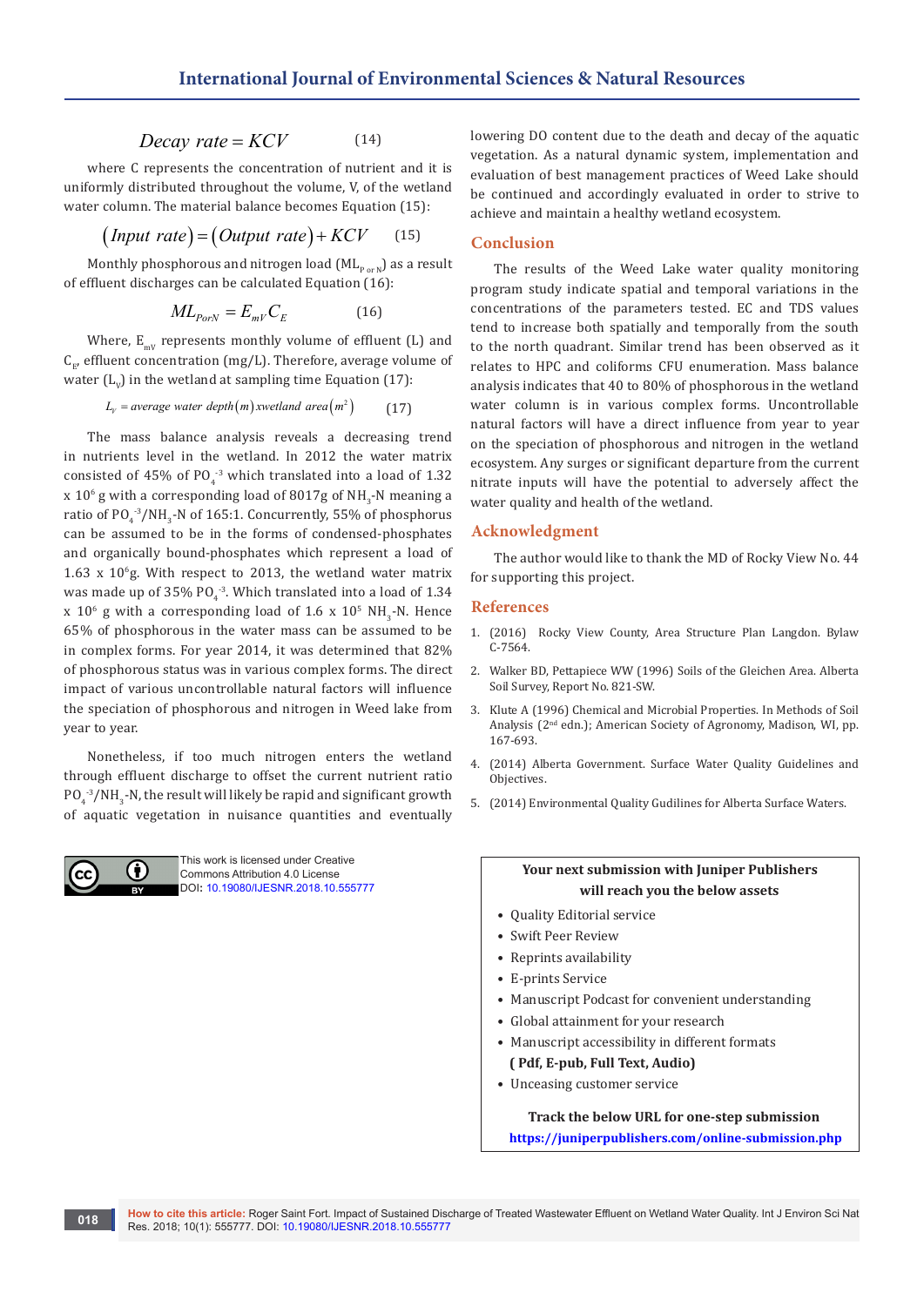$$Decay\ rate = KCV \quad (14)$$

where C represents the concentration of nutrient and it is uniformly distributed throughout the volume, V, of the wetland water column. The material balance becomes Equation (15):

$$(Input\ rate) = (Output\ rate) + KCV \quad (15)$$

Monthly phosphorous and nitrogen load ($ML_{P\ or\ N}$) as a result of effluent discharges can be calculated Equation (16):

$$ML_{PorN} = E_{mV}C_E \quad (16)$$

Where, $E_{mV}$ represents monthly volume of effluent (L) and $C_E$, effluent concentration (mg/L). Therefore, average volume of water ($L_V$) in the wetland at sampling time Equation (17):

$$L_V = average\ water\ depth(m)\, x wetland\ area(m^2) \quad (17)$$

The mass balance analysis reveals a decreasing trend in nutrients level in the wetland. In 2012 the water matrix consisted of 45% of $PO_4^{-3}$ which translated into a load of 1.32 x $10^6$ g with a corresponding load of 8017g of $NH_3$-N meaning a ratio of $PO_4^{-3}/NH_3$-N of 165:1. Concurrently, 55% of phosphorus can be assumed to be in the forms of condensed-phosphates and organically bound-phosphates which represent a load of 1.63 x $10^6$g. With respect to 2013, the wetland water matrix was made up of 35% $PO_4^{-3}$. Which translated into a load of 1.34 x $10^6$ g with a corresponding load of 1.6 x $10^5$ $NH_3$-N. Hence 65% of phosphorous in the water mass can be assumed to be in complex forms. For year 2014, it was determined that 82% of phosphorous status was in various complex forms. The direct impact of various uncontrollable natural factors will influence the speciation of phosphorous and nitrogen in Weed lake from year to year.

Nonetheless, if too much nitrogen enters the wetland through effluent discharge to offset the current nutrient ratio $PO_4^{-3}/NH_3$-N, the result will likely be rapid and significant growth of aquatic vegetation in nuisance quantities and eventually lowering DO content due to the death and decay of the aquatic vegetation. As a natural dynamic system, implementation and evaluation of best management practices of Weed Lake should be continued and accordingly evaluated in order to strive to achieve and maintain a healthy wetland ecosystem.

## Conclusion

The results of the Weed Lake water quality monitoring program study indicate spatial and temporal variations in the concentrations of the parameters tested. EC and TDS values tend to increase both spatially and temporally from the south to the north quadrant. Similar trend has been observed as it relates to HPC and coliforms CFU enumeration. Mass balance analysis indicates that 40 to 80% of phosphorous in the wetland water column is in various complex forms. Uncontrollable natural factors will have a direct influence from year to year on the speciation of phosphorous and nitrogen in the wetland ecosystem. Any surges or significant departure from the current nitrate inputs will have the potential to adversely affect the water quality and health of the wetland.

## Acknowledgment

The author would like to thank the MD of Rocky View No. 44 for supporting this project.

## References

1. (2016) Rocky View County, Area Structure Plan Langdon. Bylaw C-7564.
2. Walker BD, Pettapiece WW (1996) Soils of the Gleichen Area. Alberta Soil Survey, Report No. 821-SW.
3. Klute A (1996) Chemical and Microbial Properties. In Methods of Soil Analysis (2nd edn.); American Society of Agronomy, Madison, WI, pp. 167-693.
4. (2014) Alberta Government. Surface Water Quality Guidelines and Objectives.
5. (2014) Environmental Quality Gudilines for Alberta Surface Waters.

This work is licensed under Creative Commons Attribution 4.0 License
DOI: 10.19080/IJESNR.2018.10.555777

**Your next submission with Juniper Publishers will reach you the below assets**

- Quality Editorial service
- Swift Peer Review
- Reprints availability
- E-prints Service
- Manuscript Podcast for convenient understanding
- Global attainment for your research
- Manuscript accessibility in different formats
  **( Pdf, E-pub, Full Text, Audio)**
- Unceasing customer service

**Track the below URL for one-step submission**
**https://juniperpublishers.com/online-submission.php**